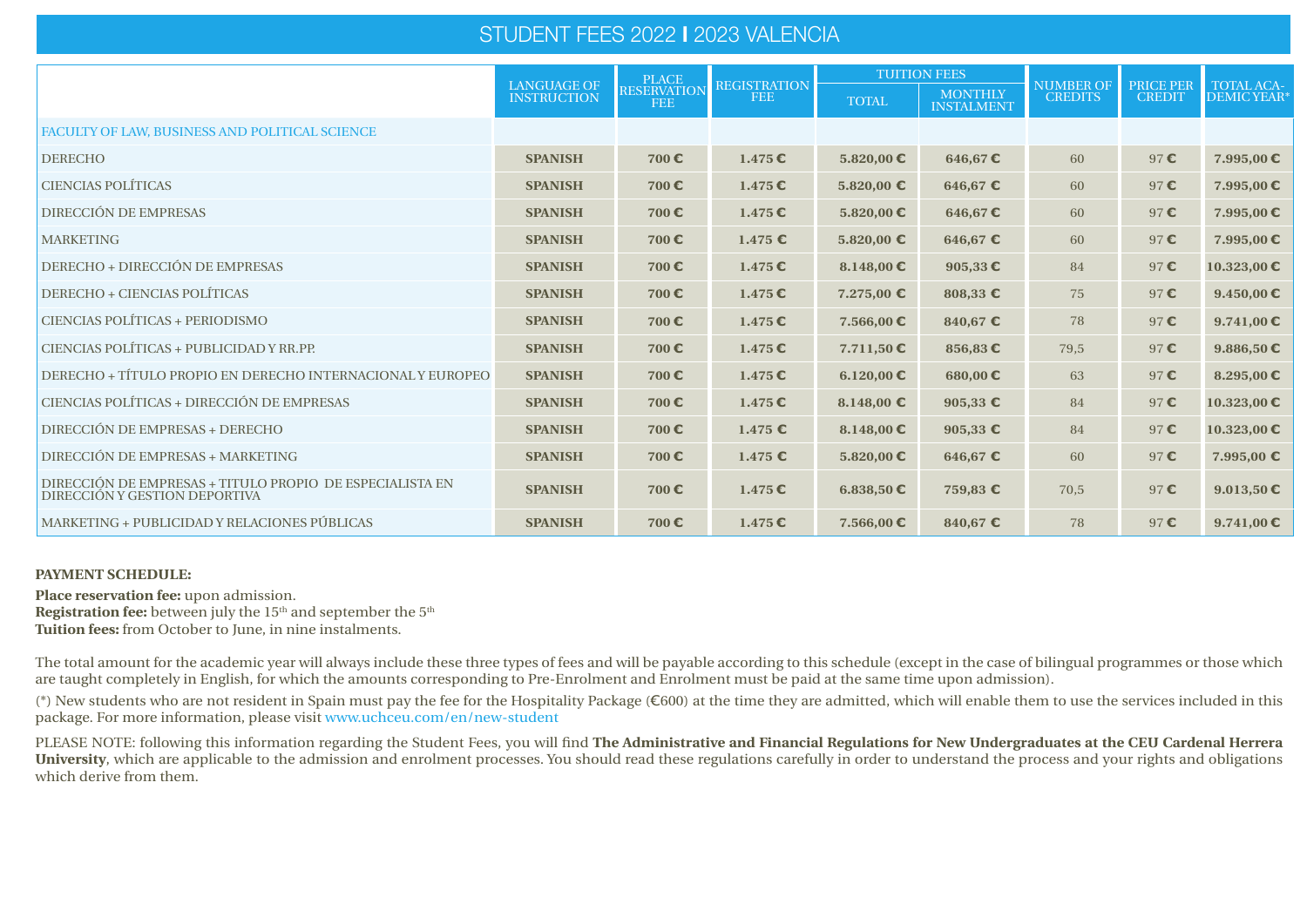# STUDENT FEES 2022 I 2023 VALENCIA

| | LANGUAGE OF INSTRUCTION | PLACE RESERVATION FEE | REGISTRATION FEE | TUITION FEES | | NUMBER OF CREDITS | PRICE PER CREDIT | TOTAL ACADEMIC YEAR* |
|---|---|---|---|---|---|---|---|---|
| | | | | TOTAL | MONTHLY INSTALMENT | | | |
| FACULTY OF LAW, BUSINESS AND POLITICAL SCIENCE | | | | | | | | |
| DERECHO | **SPANISH** | **700 €** | **1.475 €** | **5.820,00 €** | **646,67 €** | 60 | 97 € | **7.995,00 €** |
| CIENCIAS POLÍTICAS | **SPANISH** | **700 €** | **1.475 €** | **5.820,00 €** | **646,67 €** | 60 | 97 € | **7.995,00 €** |
| DIRECCIÓN DE EMPRESAS | **SPANISH** | **700 €** | **1.475 €** | **5.820,00 €** | **646,67 €** | 60 | 97 € | **7.995,00 €** |
| MARKETING | **SPANISH** | **700 €** | **1.475 €** | **5.820,00 €** | **646,67 €** | 60 | 97 € | **7.995,00 €** |
| DERECHO + DIRECCIÓN DE EMPRESAS | **SPANISH** | **700 €** | **1.475 €** | **8.148,00 €** | **905,33 €** | 84 | 97 € | **10.323,00 €** |
| DERECHO + CIENCIAS POLÍTICAS | **SPANISH** | **700 €** | **1.475 €** | **7.275,00 €** | **808,33 €** | 75 | 97 € | **9.450,00 €** |
| CIENCIAS POLÍTICAS + PERIODISMO | **SPANISH** | **700 €** | **1.475 €** | **7.566,00 €** | **840,67 €** | 78 | 97 € | **9.741,00 €** |
| CIENCIAS POLÍTICAS + PUBLICIDAD Y RR.PP. | **SPANISH** | **700 €** | **1.475 €** | **7.711,50 €** | **856,83 €** | 79,5 | 97 € | **9.886,50 €** |
| DERECHO + TÍTULO PROPIO EN DERECHO INTERNACIONAL Y EUROPEO | **SPANISH** | **700 €** | **1.475 €** | **6.120,00 €** | **680,00 €** | 63 | 97 € | **8.295,00 €** |
| CIENCIAS POLÍTICAS + DIRECCIÓN DE EMPRESAS | **SPANISH** | **700 €** | **1.475 €** | **8.148,00 €** | **905,33 €** | 84 | 97 € | **10.323,00 €** |
| DIRECCIÓN DE EMPRESAS + DERECHO | **SPANISH** | **700 €** | **1.475 €** | **8.148,00 €** | **905,33 €** | 84 | 97 € | **10.323,00 €** |
| DIRECCIÓN DE EMPRESAS + MARKETING | **SPANISH** | **700 €** | **1.475 €** | **5.820,00 €** | **646,67 €** | 60 | 97 € | **7.995,00 €** |
| DIRECCIÓN DE EMPRESAS + TITULO PROPIO DE ESPECIALISTA EN DIRECCIÓN Y GESTION DEPORTIVA | **SPANISH** | **700 €** | **1.475 €** | **6.838,50 €** | **759,83 €** | 70,5 | 97 € | **9.013,50 €** |
| MARKETING + PUBLICIDAD Y RELACIONES PÚBLICAS | **SPANISH** | **700 €** | **1.475 €** | **7.566,00 €** | **840,67 €** | 78 | 97 € | **9.741,00 €** |

**PAYMENT SCHEDULE:**

**Place reservation fee:** upon admission.
**Registration fee:** between july the 15th and september the 5th
**Tuition fees:** from October to June, in nine instalments.

The total amount for the academic year will always include these three types of fees and will be payable according to this schedule (except in the case of bilingual programmes or those which are taught completely in English, for which the amounts corresponding to Pre-Enrolment and Enrolment must be paid at the same time upon admission).

(*) New students who are not resident in Spain must pay the fee for the Hospitality Package (€600) at the time they are admitted, which will enable them to use the services included in this package. For more information, please visit www.uchceu.com/en/new-student

PLEASE NOTE: following this information regarding the Student Fees, you will find **The Administrative and Financial Regulations for New Undergraduates at the CEU Cardenal Herrera University**, which are applicable to the admission and enrolment processes. You should read these regulations carefully in order to understand the process and your rights and obligations which derive from them.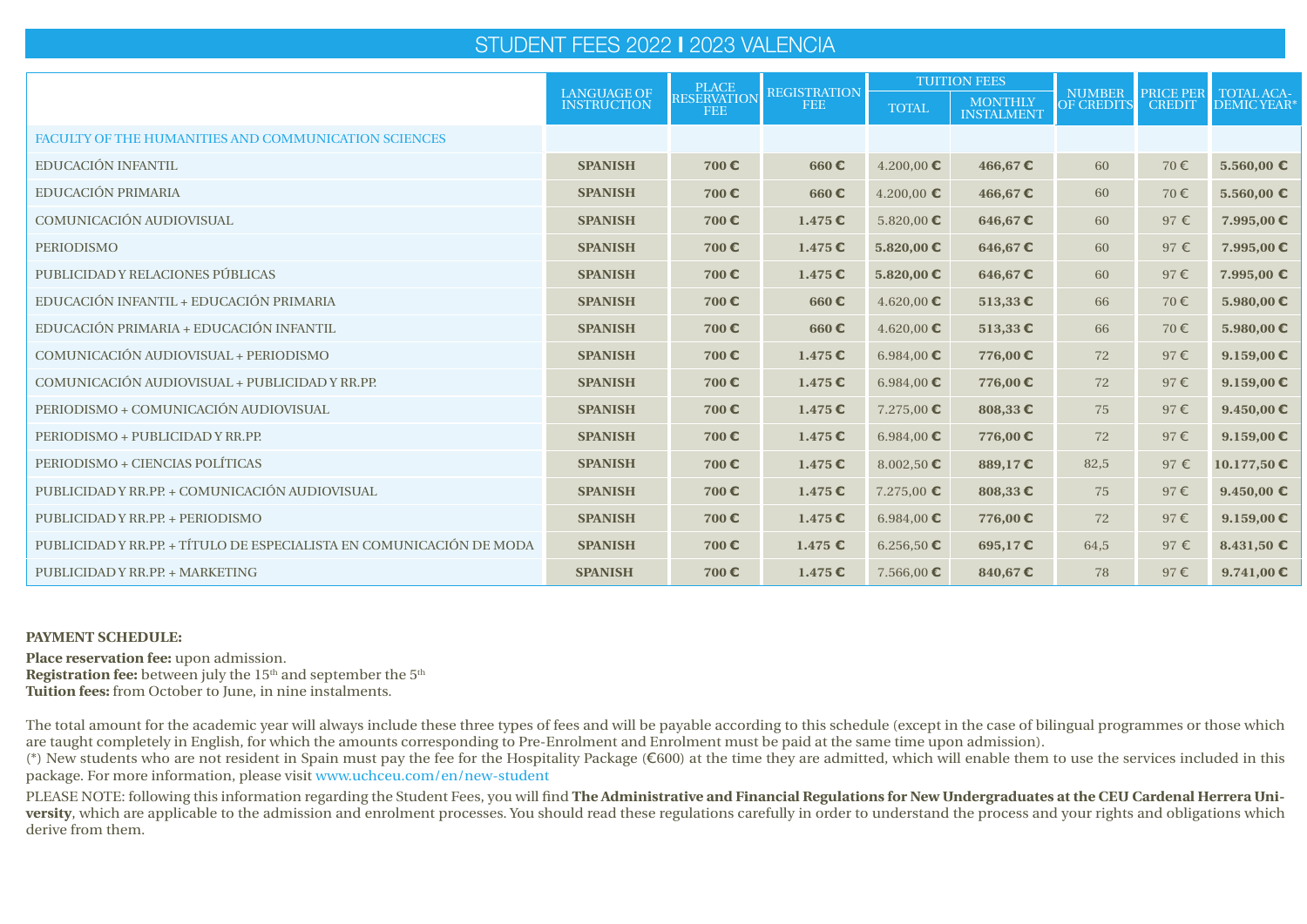# STUDENT FEES 2022 | 2023 VALENCIA

| | LANGUAGE OF INSTRUCTION | PLACE RESERVATION FEE | REGISTRATION FEE | TUITION FEES | | NUMBER OF CREDITS | PRICE PER CREDIT | TOTAL ACADEMIC YEAR* |
|---|---|---|---|---|---|---|---|---|
| | | | | TOTAL | MONTHLY INSTALMENT | | | |
| FACULTY OF THE HUMANITIES AND COMMUNICATION SCIENCES | | | | | | | | |
| EDUCACIÓN INFANTIL | **SPANISH** | **700 €** | **660 €** | 4.200,00 € | **466,67 €** | 60 | 70 € | **5.560,00 €** |
| EDUCACIÓN PRIMARIA | **SPANISH** | **700 €** | **660 €** | 4.200,00 € | **466,67 €** | 60 | 70 € | **5.560,00 €** |
| COMUNICACIÓN AUDIOVISUAL | **SPANISH** | **700 €** | **1.475 €** | 5.820,00 € | **646,67 €** | 60 | 97 € | **7.995,00 €** |
| PERIODISMO | **SPANISH** | **700 €** | **1.475 €** | **5.820,00 €** | **646,67 €** | 60 | 97 € | **7.995,00 €** |
| PUBLICIDAD Y RELACIONES PÚBLICAS | **SPANISH** | **700 €** | **1.475 €** | **5.820,00 €** | **646,67 €** | 60 | 97 € | **7.995,00 €** |
| EDUCACIÓN INFANTIL + EDUCACIÓN PRIMARIA | **SPANISH** | **700 €** | **660 €** | 4.620,00 € | **513,33 €** | 66 | 70 € | **5.980,00 €** |
| EDUCACIÓN PRIMARIA + EDUCACIÓN INFANTIL | **SPANISH** | **700 €** | **660 €** | 4.620,00 € | **513,33 €** | 66 | 70 € | **5.980,00 €** |
| COMUNICACIÓN AUDIOVISUAL + PERIODISMO | **SPANISH** | **700 €** | **1.475 €** | 6.984,00 € | **776,00 €** | 72 | 97 € | **9.159,00 €** |
| COMUNICACIÓN AUDIOVISUAL + PUBLICIDAD Y RR.PP. | **SPANISH** | **700 €** | **1.475 €** | 6.984,00 € | **776,00 €** | 72 | 97 € | **9.159,00 €** |
| PERIODISMO + COMUNICACIÓN AUDIOVISUAL | **SPANISH** | **700 €** | **1.475 €** | 7.275,00 € | **808,33 €** | 75 | 97 € | **9.450,00 €** |
| PERIODISMO + PUBLICIDAD Y RR.PP. | **SPANISH** | **700 €** | **1.475 €** | 6.984,00 € | **776,00 €** | 72 | 97 € | **9.159,00 €** |
| PERIODISMO + CIENCIAS POLÍTICAS | **SPANISH** | **700 €** | **1.475 €** | 8.002,50 € | **889,17 €** | 82,5 | 97 € | **10.177,50 €** |
| PUBLICIDAD Y RR.PP. + COMUNICACIÓN AUDIOVISUAL | **SPANISH** | **700 €** | **1.475 €** | 7.275,00 € | **808,33 €** | 75 | 97 € | **9.450,00 €** |
| PUBLICIDAD Y RR.PP. + PERIODISMO | **SPANISH** | **700 €** | **1.475 €** | 6.984,00 € | **776,00 €** | 72 | 97 € | **9.159,00 €** |
| PUBLICIDAD Y RR.PP. + TÍTULO DE ESPECIALISTA EN COMUNICACIÓN DE MODA | **SPANISH** | **700 €** | **1.475 €** | 6.256,50 € | **695,17 €** | 64,5 | 97 € | **8.431,50 €** |
| PUBLICIDAD Y RR.PP. + MARKETING | **SPANISH** | **700 €** | **1.475 €** | 7.566,00 € | **840,67 €** | 78 | 97 € | **9.741,00 €** |

**PAYMENT SCHEDULE:**

**Place reservation fee:** upon admission.
**Registration fee:** between july the 15th and september the 5th
**Tuition fees:** from October to June, in nine instalments.

The total amount for the academic year will always include these three types of fees and will be payable according to this schedule (except in the case of bilingual programmes or those which are taught completely in English, for which the amounts corresponding to Pre-Enrolment and Enrolment must be paid at the same time upon admission).
(*) New students who are not resident in Spain must pay the fee for the Hospitality Package (€600) at the time they are admitted, which will enable them to use the services included in this package. For more information, please visit www.uchceu.com/en/new-student

PLEASE NOTE: following this information regarding the Student Fees, you will find **The Administrative and Financial Regulations for New Undergraduates at the CEU Cardenal Herrera University**, which are applicable to the admission and enrolment processes. You should read these regulations carefully in order to understand the process and your rights and obligations which derive from them.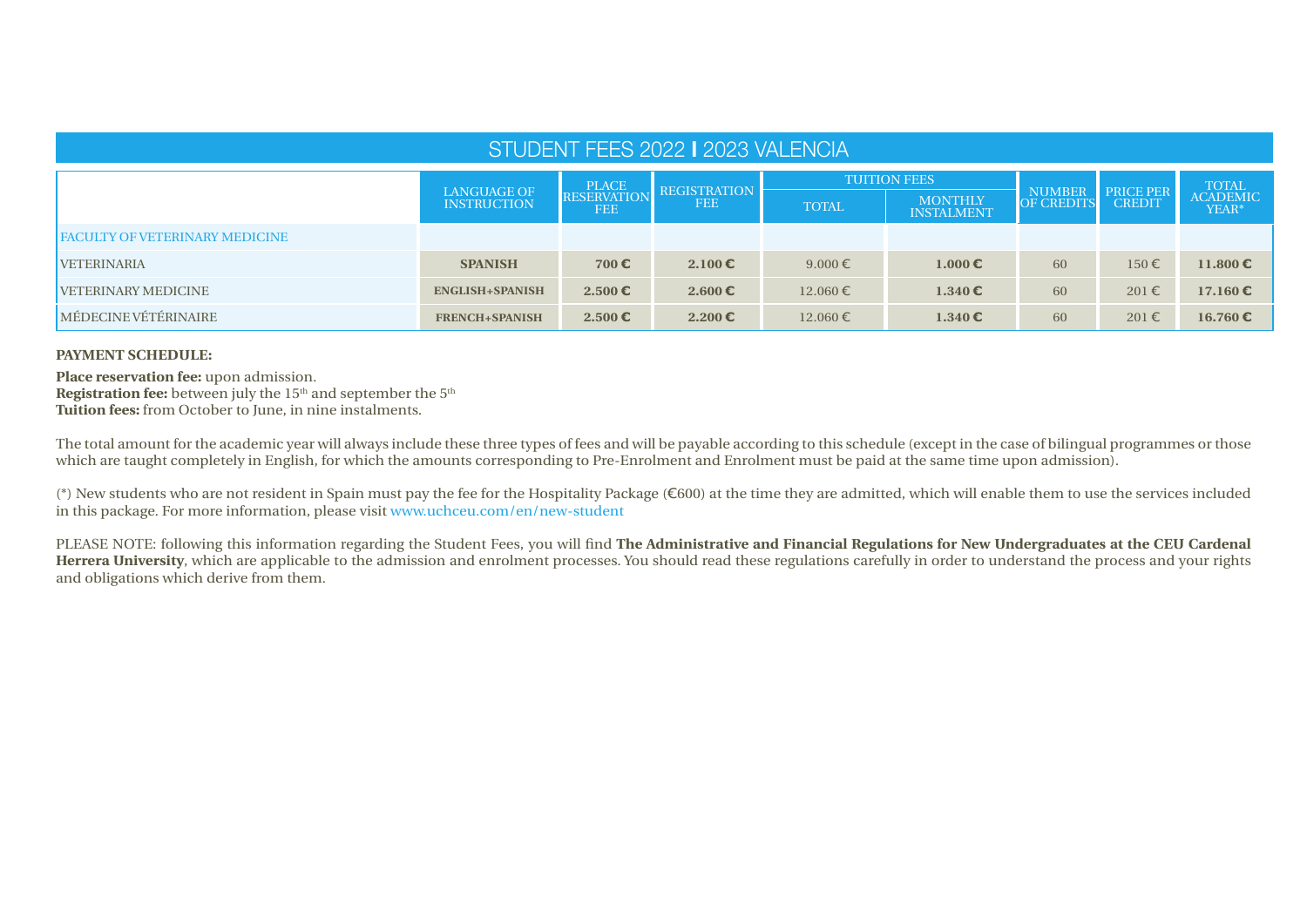# STUDENT FEES 2022 I 2023 VALENCIA

| | LANGUAGE OF INSTRUCTION | PLACE RESERVATION FEE | REGISTRATION FEE | TUITION FEES | | NUMBER OF CREDITS | PRICE PER CREDIT | TOTAL ACADEMIC YEAR* |
|---|---|---|---|---|---|---|---|---|
| | | | | TOTAL | MONTHLY INSTALMENT | | | |
| FACULTY OF VETERINARY MEDICINE | | | | | | | | |
| VETERINARIA | **SPANISH** | **700 €** | **2.100 €** | 9.000 € | **1.000 €** | 60 | 150 € | **11.800 €** |
| VETERINARY MEDICINE | **ENGLISH+SPANISH** | **2.500 €** | **2.600 €** | 12.060 € | **1.340 €** | 60 | 201 € | **17.160 €** |
| MÉDECINE VÉTÉRINAIRE | **FRENCH+SPANISH** | **2.500 €** | **2.200 €** | 12.060 € | **1.340 €** | 60 | 201 € | **16.760 €** |

**PAYMENT SCHEDULE:**

**Place reservation fee:** upon admission.
**Registration fee:** between july the 15th and september the 5th
**Tuition fees:** from October to June, in nine instalments.

The total amount for the academic year will always include these three types of fees and will be payable according to this schedule (except in the case of bilingual programmes or those which are taught completely in English, for which the amounts corresponding to Pre-Enrolment and Enrolment must be paid at the same time upon admission).

(*) New students who are not resident in Spain must pay the fee for the Hospitality Package (€600) at the time they are admitted, which will enable them to use the services included in this package. For more information, please visit www.uchceu.com/en/new-student

PLEASE NOTE: following this information regarding the Student Fees, you will find **The Administrative and Financial Regulations for New Undergraduates at the CEU Cardenal Herrera University**, which are applicable to the admission and enrolment processes. You should read these regulations carefully in order to understand the process and your rights and obligations which derive from them.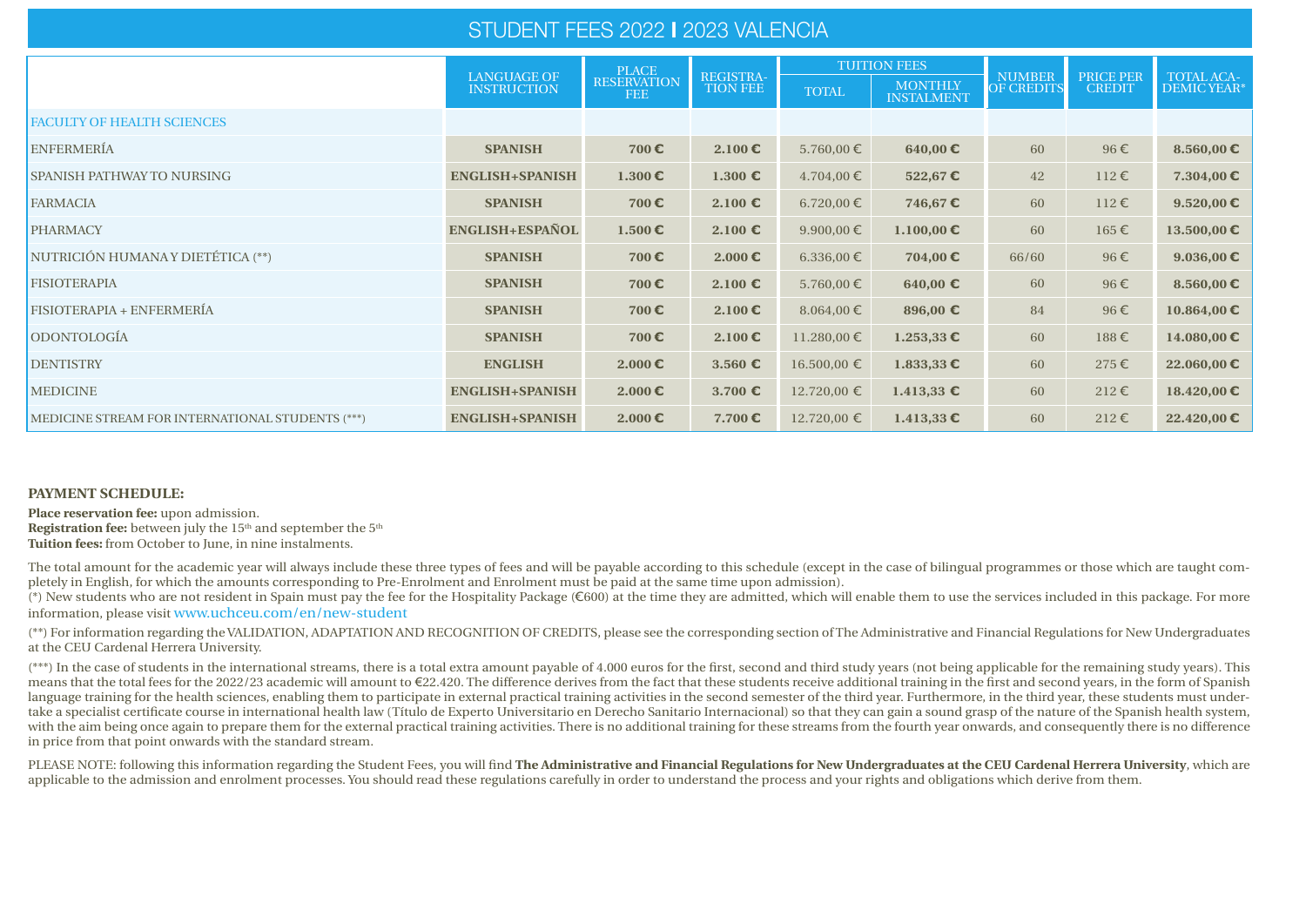# STUDENT FEES 2022 | 2023 VALENCIA

| | LANGUAGE OF INSTRUCTION | PLACE RESERVATION FEE | REGISTRATION FEE | TUITION FEES | | NUMBER OF CREDITS | PRICE PER CREDIT | TOTAL ACADEMIC YEAR* |
|---|---|---|---|---|---|---|---|---|
| | | | | TOTAL | MONTHLY INSTALMENT | | | |
| FACULTY OF HEALTH SCIENCES | | | | | | | | |
| ENFERMERÍA | **SPANISH** | **700 €** | **2.100 €** | 5.760,00 € | **640,00 €** | 60 | 96 € | **8.560,00 €** |
| SPANISH PATHWAY TO NURSING | **ENGLISH+SPANISH** | **1.300 €** | **1.300 €** | 4.704,00 € | **522,67 €** | 42 | 112 € | **7.304,00 €** |
| FARMACIA | **SPANISH** | **700 €** | **2.100 €** | 6.720,00 € | **746,67 €** | 60 | 112 € | **9.520,00 €** |
| PHARMACY | **ENGLISH+ESPAÑOL** | **1.500 €** | **2.100 €** | 9.900,00 € | **1.100,00 €** | 60 | 165 € | **13.500,00 €** |
| NUTRICIÓN HUMANA Y DIETÉTICA (**) | **SPANISH** | **700 €** | **2.000 €** | 6.336,00 € | **704,00 €** | 66/60 | 96 € | **9.036,00 €** |
| FISIOTERAPIA | **SPANISH** | **700 €** | **2.100 €** | 5.760,00 € | **640,00 €** | 60 | 96 € | **8.560,00 €** |
| FISIOTERAPIA + ENFERMERÍA | **SPANISH** | **700 €** | **2.100 €** | 8.064,00 € | **896,00 €** | 84 | 96 € | **10.864,00 €** |
| ODONTOLOGÍA | **SPANISH** | **700 €** | **2.100 €** | 11.280,00 € | **1.253,33 €** | 60 | 188 € | **14.080,00 €** |
| DENTISTRY | **ENGLISH** | **2.000 €** | **3.560 €** | 16.500,00 € | **1.833,33 €** | 60 | 275 € | **22.060,00 €** |
| MEDICINE | **ENGLISH+SPANISH** | **2.000 €** | **3.700 €** | 12.720,00 € | **1.413,33 €** | 60 | 212 € | **18.420,00 €** |
| MEDICINE STREAM FOR INTERNATIONAL STUDENTS (***) | **ENGLISH+SPANISH** | **2.000 €** | **7.700 €** | 12.720,00 € | **1.413,33 €** | 60 | 212 € | **22.420,00 €** |

**PAYMENT SCHEDULE:**

**Place reservation fee:** upon admission.
**Registration fee:** between july the 15th and september the 5th
**Tuition fees:** from October to June, in nine instalments.

The total amount for the academic year will always include these three types of fees and will be payable according to this schedule (except in the case of bilingual programmes or those which are taught completely in English, for which the amounts corresponding to Pre-Enrolment and Enrolment must be paid at the same time upon admission).
(*) New students who are not resident in Spain must pay the fee for the Hospitality Package (€600) at the time they are admitted, which will enable them to use the services included in this package. For more information, please visit www.uchceu.com/en/new-student

(**) For information regarding the VALIDATION, ADAPTATION AND RECOGNITION OF CREDITS, please see the corresponding section of The Administrative and Financial Regulations for New Undergraduates at the CEU Cardenal Herrera University.

(***) In the case of students in the international streams, there is a total extra amount payable of 4.000 euros for the first, second and third study years (not being applicable for the remaining study years). This means that the total fees for the 2022/23 academic will amount to €22.420. The difference derives from the fact that these students receive additional training in the first and second years, in the form of Spanish language training for the health sciences, enabling them to participate in external practical training activities in the second semester of the third year. Furthermore, in the third year, these students must undertake a specialist certificate course in international health law (Título de Experto Universitario en Derecho Sanitario Internacional) so that they can gain a sound grasp of the nature of the Spanish health system, with the aim being once again to prepare them for the external practical training activities. There is no additional training for these streams from the fourth year onwards, and consequently there is no difference in price from that point onwards with the standard stream.

PLEASE NOTE: following this information regarding the Student Fees, you will find **The Administrative and Financial Regulations for New Undergraduates at the CEU Cardenal Herrera University**, which are applicable to the admission and enrolment processes. You should read these regulations carefully in order to understand the process and your rights and obligations which derive from them.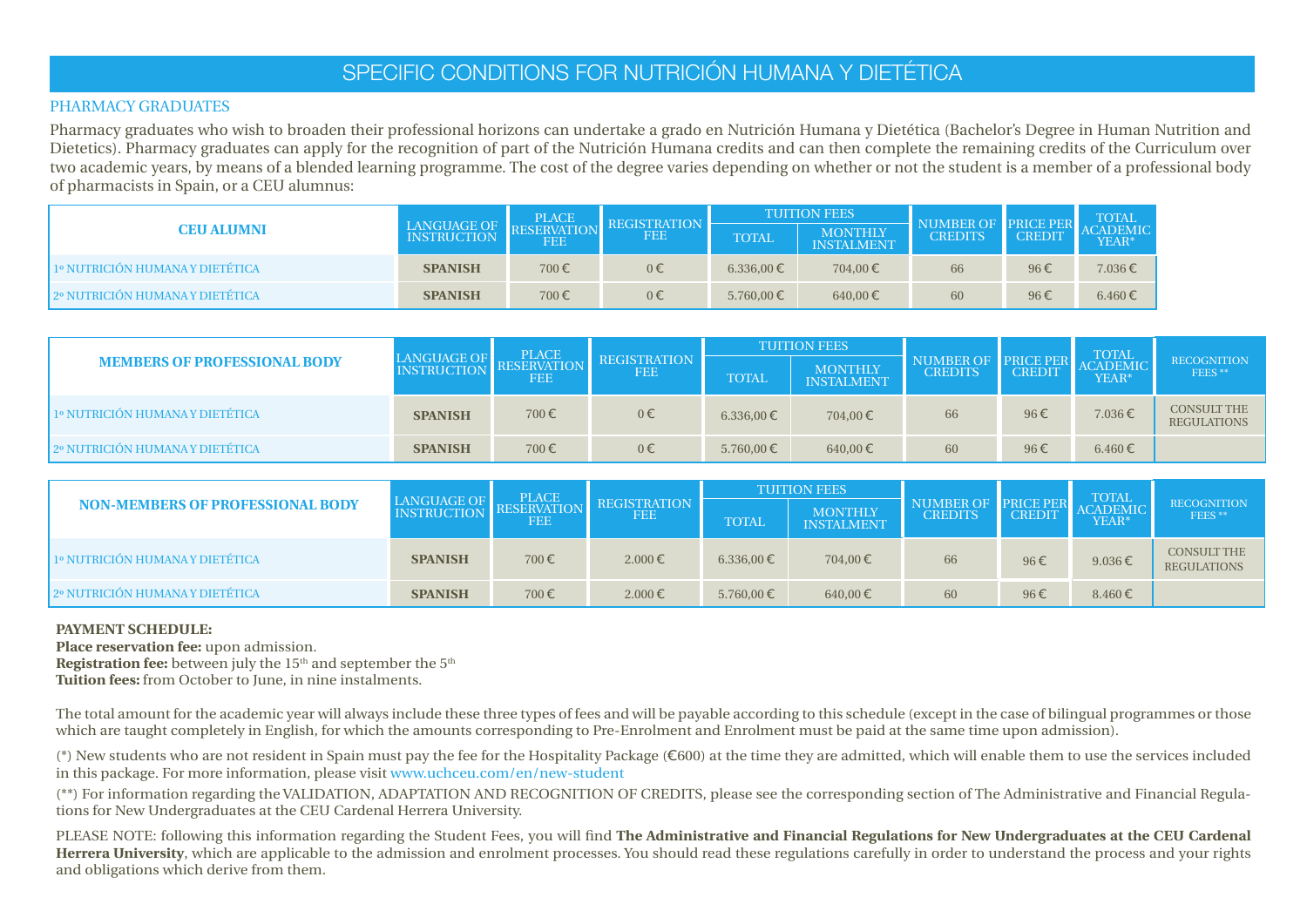# SPECIFIC CONDITIONS FOR NUTRICIÓN HUMANA Y DIETÉTICA

## PHARMACY GRADUATES

Pharmacy graduates who wish to broaden their professional horizons can undertake a grado en Nutrición Humana y Dietética (Bachelor's Degree in Human Nutrition and Dietetics). Pharmacy graduates can apply for the recognition of part of the Nutrición Humana credits and can then complete the remaining credits of the Curriculum over two academic years, by means of a blended learning programme. The cost of the degree varies depending on whether or not the student is a member of a professional body of pharmacists in Spain, or a CEU alumnus:

| CEU ALUMNI | LANGUAGE OF INSTRUCTION | PLACE RESERVATION FEE | REGISTRATION FEE | TUITION FEES | | NUMBER OF CREDITS | PRICE PER CREDIT | TOTAL ACADEMIC YEAR* |
|---|---|---|---|---|---|---|---|---|
| | | | | TOTAL | MONTHLY INSTALMENT | | | |
| 1º NUTRICIÓN HUMANA Y DIETÉTICA | **SPANISH** | 700 € | 0 € | 6.336,00 € | 704,00 € | 66 | 96 € | 7.036 € |
| 2º NUTRICIÓN HUMANA Y DIETÉTICA | **SPANISH** | 700 € | 0 € | 5.760,00 € | 640,00 € | 60 | 96 € | 6.460 € |

| MEMBERS OF PROFESSIONAL BODY | LANGUAGE OF INSTRUCTION | PLACE RESERVATION FEE | REGISTRATION FEE | TUITION FEES | | NUMBER OF CREDITS | PRICE PER CREDIT | TOTAL ACADEMIC YEAR* | RECOGNITION FEES ** |
|---|---|---|---|---|---|---|---|---|---|
| | | | | TOTAL | MONTHLY INSTALMENT | | | | |
| 1º NUTRICIÓN HUMANA Y DIETÉTICA | **SPANISH** | 700 € | 0 € | 6.336,00 € | 704,00 € | 66 | 96 € | 7.036 € | CONSULT THE REGULATIONS |
| 2º NUTRICIÓN HUMANA Y DIETÉTICA | **SPANISH** | 700 € | 0 € | 5.760,00 € | 640,00 € | 60 | 96 € | 6.460 € | |

| NON-MEMBERS OF PROFESSIONAL BODY | LANGUAGE OF INSTRUCTION | PLACE RESERVATION FEE | REGISTRATION FEE | TUITION FEES | | NUMBER OF CREDITS | PRICE PER CREDIT | TOTAL ACADEMIC YEAR* | RECOGNITION FEES ** |
|---|---|---|---|---|---|---|---|---|---|
| | | | | TOTAL | MONTHLY INSTALMENT | | | | |
| 1º NUTRICIÓN HUMANA Y DIETÉTICA | **SPANISH** | 700 € | 2.000 € | 6.336,00 € | 704,00 € | 66 | 96 € | 9.036 € | CONSULT THE REGULATIONS |
| 2º NUTRICIÓN HUMANA Y DIETÉTICA | **SPANISH** | 700 € | 2.000 € | 5.760,00 € | 640,00 € | 60 | 96 € | 8.460 € | |

**PAYMENT SCHEDULE:**
**Place reservation fee:** upon admission.
**Registration fee:** between july the 15th and september the 5th
**Tuition fees:** from October to June, in nine instalments.

The total amount for the academic year will always include these three types of fees and will be payable according to this schedule (except in the case of bilingual programmes or those which are taught completely in English, for which the amounts corresponding to Pre-Enrolment and Enrolment must be paid at the same time upon admission).

(*) New students who are not resident in Spain must pay the fee for the Hospitality Package (€600) at the time they are admitted, which will enable them to use the services included in this package. For more information, please visit www.uchceu.com/en/new-student

(**) For information regarding the VALIDATION, ADAPTATION AND RECOGNITION OF CREDITS, please see the corresponding section of The Administrative and Financial Regulations for New Undergraduates at the CEU Cardenal Herrera University.

PLEASE NOTE: following this information regarding the Student Fees, you will find **The Administrative and Financial Regulations for New Undergraduates at the CEU Cardenal Herrera University**, which are applicable to the admission and enrolment processes. You should read these regulations carefully in order to understand the process and your rights and obligations which derive from them.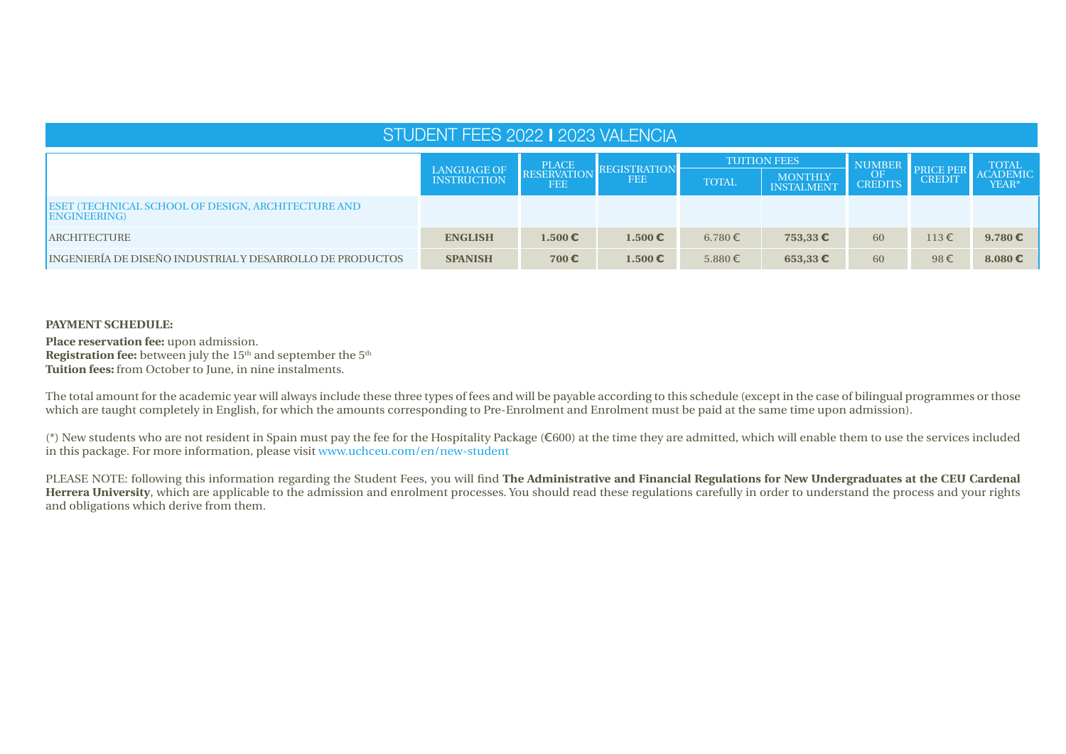# STUDENT FEES 2022 | 2023 VALENCIA

| | LANGUAGE OF INSTRUCTION | PLACE RESERVATION FEE | REGISTRATION FEE | TUITION FEES | | NUMBER OF CREDITS | PRICE PER CREDIT | TOTAL ACADEMIC YEAR* |
|---|---|---|---|---|---|---|---|---|
| | | | | TOTAL | MONTHLY INSTALMENT | | | |
| ESET (TECHNICAL SCHOOL OF DESIGN, ARCHITECTURE AND ENGINEERING) | | | | | | | | |
| ARCHITECTURE | **ENGLISH** | **1.500 €** | **1.500 €** | 6.780 € | **753,33 €** | 60 | 113 € | **9.780 €** |
| INGENIERÍA DE DISEÑO INDUSTRIAL Y DESARROLLO DE PRODUCTOS | **SPANISH** | **700 €** | **1.500 €** | 5.880 € | **653,33 €** | 60 | 98 € | **8.080 €** |

**PAYMENT SCHEDULE:**

**Place reservation fee:** upon admission.
**Registration fee:** between july the 15th and september the 5th
**Tuition fees:** from October to June, in nine instalments.

The total amount for the academic year will always include these three types of fees and will be payable according to this schedule (except in the case of bilingual programmes or those which are taught completely in English, for which the amounts corresponding to Pre-Enrolment and Enrolment must be paid at the same time upon admission).

(*) New students who are not resident in Spain must pay the fee for the Hospitality Package (€600) at the time they are admitted, which will enable them to use the services included in this package. For more information, please visit www.uchceu.com/en/new-student

PLEASE NOTE: following this information regarding the Student Fees, you will find **The Administrative and Financial Regulations for New Undergraduates at the CEU Cardenal Herrera University**, which are applicable to the admission and enrolment processes. You should read these regulations carefully in order to understand the process and your rights and obligations which derive from them.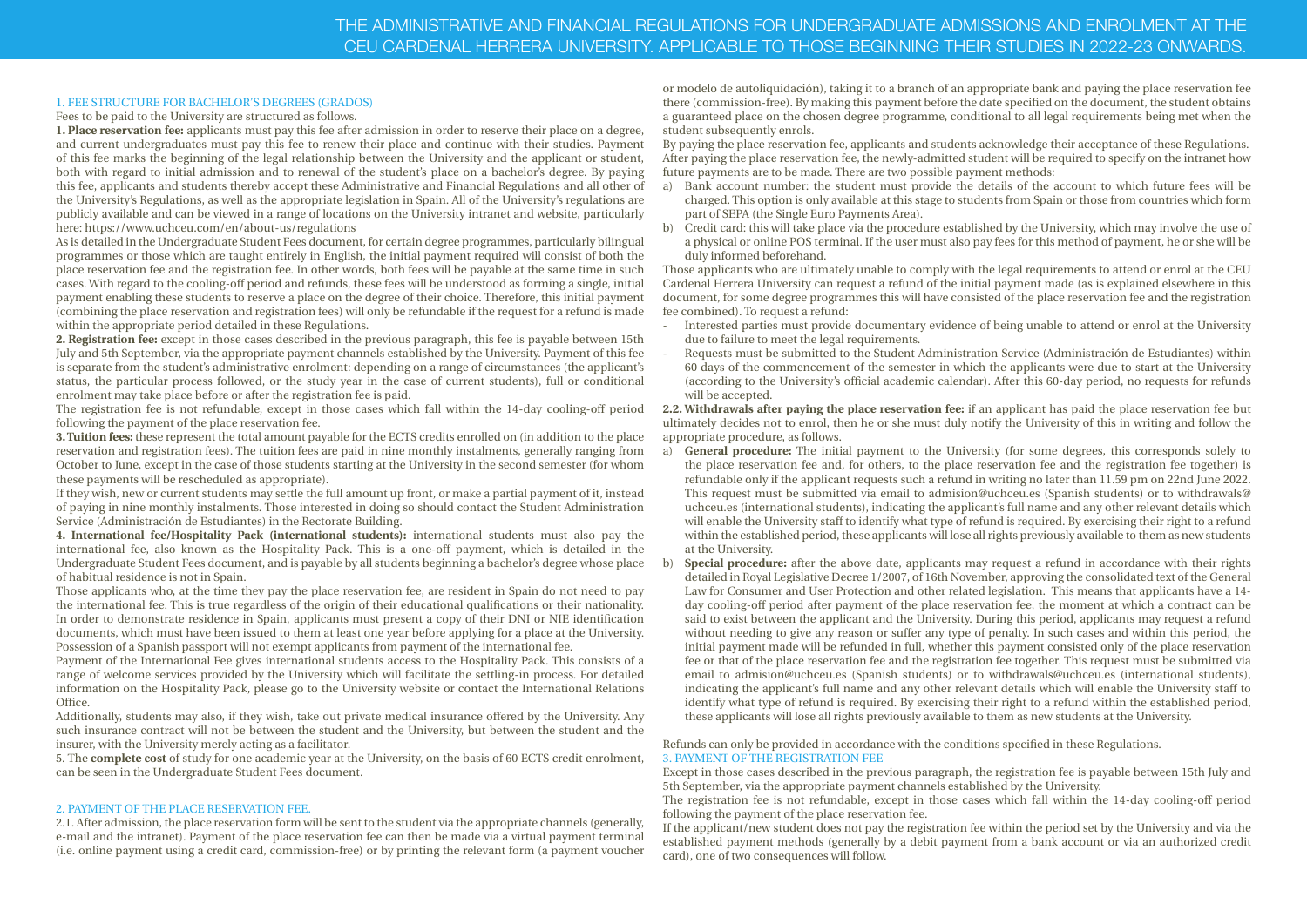# THE ADMINISTRATIVE AND FINANCIAL REGULATIONS FOR UNDERGRADUATE ADMISSIONS AND ENROLMENT AT THE CEU CARDENAL HERRERA UNIVERSITY. APPLICABLE TO THOSE BEGINNING THEIR STUDIES IN 2022-23 ONWARDS.

## 1. FEE STRUCTURE FOR BACHELOR'S DEGREES (GRADOS)

Fees to be paid to the University are structured as follows.

**1. Place reservation fee:** applicants must pay this fee after admission in order to reserve their place on a degree, and current undergraduates must pay this fee to renew their place and continue with their studies. Payment of this fee marks the beginning of the legal relationship between the University and the applicant or student, both with regard to initial admission and to renewal of the student's place on a bachelor's degree. By paying this fee, applicants and students thereby accept these Administrative and Financial Regulations and all other of the University's Regulations, as well as the appropriate legislation in Spain. All of the University's regulations are publicly available and can be viewed in a range of locations on the University intranet and website, particularly here: https://www.uchceu.com/en/about-us/regulations

As is detailed in the Undergraduate Student Fees document, for certain degree programmes, particularly bilingual programmes or those which are taught entirely in English, the initial payment required will consist of both the place reservation fee and the registration fee. In other words, both fees will be payable at the same time in such cases. With regard to the cooling-off period and refunds, these fees will be understood as forming a single, initial payment enabling these students to reserve a place on the degree of their choice. Therefore, this initial payment (combining the place reservation and registration fees) will only be refundable if the request for a refund is made within the appropriate period detailed in these Regulations.

**2. Registration fee:** except in those cases described in the previous paragraph, this fee is payable between 15th July and 5th September, via the appropriate payment channels established by the University. Payment of this fee is separate from the student's administrative enrolment: depending on a range of circumstances (the applicant's status, the particular process followed, or the study year in the case of current students), full or conditional enrolment may take place before or after the registration fee is paid.

The registration fee is not refundable, except in those cases which fall within the 14-day cooling-off period following the payment of the place reservation fee.

**3. Tuition fees:** these represent the total amount payable for the ECTS credits enrolled on (in addition to the place reservation and registration fees). The tuition fees are paid in nine monthly instalments, generally ranging from October to June, except in the case of those students starting at the University in the second semester (for whom these payments will be rescheduled as appropriate).

If they wish, new or current students may settle the full amount up front, or make a partial payment of it, instead of paying in nine monthly instalments. Those interested in doing so should contact the Student Administration Service (Administración de Estudiantes) in the Rectorate Building.

**4. International fee/Hospitality Pack (international students):** international students must also pay the international fee, also known as the Hospitality Pack. This is a one-off payment, which is detailed in the Undergraduate Student Fees document, and is payable by all students beginning a bachelor's degree whose place of habitual residence is not in Spain.

Those applicants who, at the time they pay the place reservation fee, are resident in Spain do not need to pay the international fee. This is true regardless of the origin of their educational qualifications or their nationality. In order to demonstrate residence in Spain, applicants must present a copy of their DNI or NIE identification documents, which must have been issued to them at least one year before applying for a place at the University. Possession of a Spanish passport will not exempt applicants from payment of the international fee.

Payment of the International Fee gives international students access to the Hospitality Pack. This consists of a range of welcome services provided by the University which will facilitate the settling-in process. For detailed information on the Hospitality Pack, please go to the University website or contact the International Relations Office.

Additionally, students may also, if they wish, take out private medical insurance offered by the University. Any such insurance contract will not be between the student and the University, but between the student and the insurer, with the University merely acting as a facilitator.

5. The **complete cost** of study for one academic year at the University, on the basis of 60 ECTS credit enrolment, can be seen in the Undergraduate Student Fees document.

## 2. PAYMENT OF THE PLACE RESERVATION FEE.

2.1. After admission, the place reservation form will be sent to the student via the appropriate channels (generally, e-mail and the intranet). Payment of the place reservation fee can then be made via a virtual payment terminal (i.e. online payment using a credit card, commission-free) or by printing the relevant form (a payment voucher or modelo de autoliquidación), taking it to a branch of an appropriate bank and paying the place reservation fee there (commission-free). By making this payment before the date specified on the document, the student obtains a guaranteed place on the chosen degree programme, conditional to all legal requirements being met when the student subsequently enrols.

By paying the place reservation fee, applicants and students acknowledge their acceptance of these Regulations.

After paying the place reservation fee, the newly-admitted student will be required to specify on the intranet how future payments are to be made. There are two possible payment methods:

a) Bank account number: the student must provide the details of the account to which future fees will be charged. This option is only available at this stage to students from Spain or those from countries which form part of SEPA (the Single Euro Payments Area).
b) Credit card: this will take place via the procedure established by the University, which may involve the use of a physical or online POS terminal. If the user must also pay fees for this method of payment, he or she will be duly informed beforehand.

Those applicants who are ultimately unable to comply with the legal requirements to attend or enrol at the CEU Cardenal Herrera University can request a refund of the initial payment made (as is explained elsewhere in this document, for some degree programmes this will have consisted of the place reservation fee and the registration fee combined). To request a refund:

- Interested parties must provide documentary evidence of being unable to attend or enrol at the University due to failure to meet the legal requirements.
- Requests must be submitted to the Student Administration Service (Administración de Estudiantes) within 60 days of the commencement of the semester in which the applicants were due to start at the University (according to the University's official academic calendar). After this 60-day period, no requests for refunds will be accepted.

**2.2. Withdrawals after paying the place reservation fee:** if an applicant has paid the place reservation fee but ultimately decides not to enrol, then he or she must duly notify the University of this in writing and follow the appropriate procedure, as follows.

a) **General procedure:** The initial payment to the University (for some degrees, this corresponds solely to the place reservation fee and, for others, to the place reservation fee and the registration fee together) is refundable only if the applicant requests such a refund in writing no later than 11.59 pm on 22nd June 2022. This request must be submitted via email to admision@uchceu.es (Spanish students) or to withdrawals@uchceu.es (international students), indicating the applicant's full name and any other relevant details which will enable the University staff to identify what type of refund is required. By exercising their right to a refund within the established period, these applicants will lose all rights previously available to them as new students at the University.
b) **Special procedure:** after the above date, applicants may request a refund in accordance with their rights detailed in Royal Legislative Decree 1/2007, of 16th November, approving the consolidated text of the General Law for Consumer and User Protection and other related legislation. This means that applicants have a 14-day cooling-off period after payment of the place reservation fee, the moment at which a contract can be said to exist between the applicant and the University. During this period, applicants may request a refund without needing to give any reason or suffer any type of penalty. In such cases and within this period, the initial payment made will be refunded in full, whether this payment consisted only of the place reservation fee or that of the place reservation fee and the registration fee together. This request must be submitted via email to admision@uchceu.es (Spanish students) or to withdrawals@uchceu.es (international students), indicating the applicant's full name and any other relevant details which will enable the University staff to identify what type of refund is required. By exercising their right to a refund within the established period, these applicants will lose all rights previously available to them as new students at the University.

Refunds can only be provided in accordance with the conditions specified in these Regulations.

## 3. PAYMENT OF THE REGISTRATION FEE

Except in those cases described in the previous paragraph, the registration fee is payable between 15th July and 5th September, via the appropriate payment channels established by the University.

The registration fee is not refundable, except in those cases which fall within the 14-day cooling-off period following the payment of the place reservation fee.

If the applicant/new student does not pay the registration fee within the period set by the University and via the established payment methods (generally by a debit payment from a bank account or via an authorized credit card), one of two consequences will follow.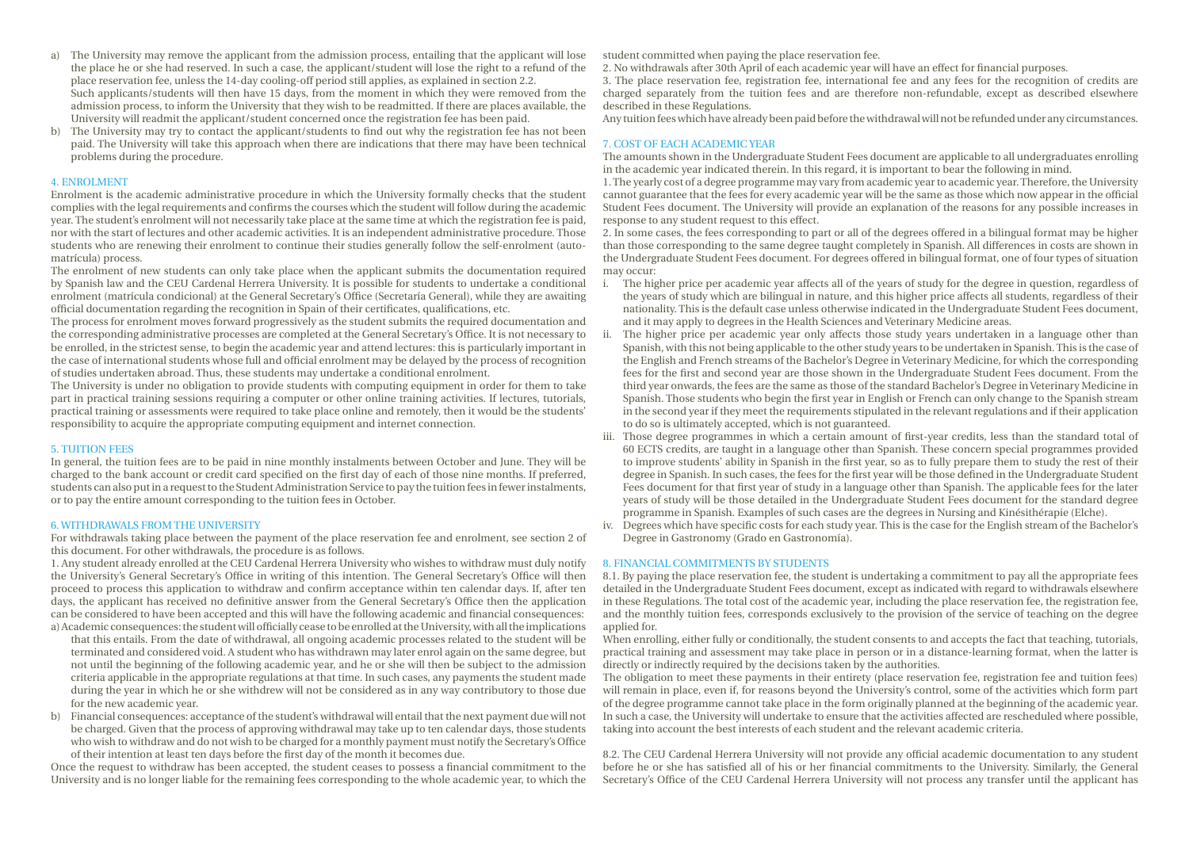a) The University may remove the applicant from the admission process, entailing that the applicant will lose the place he or she had reserved. In such a case, the applicant/student will lose the right to a refund of the place reservation fee, unless the 14-day cooling-off period still applies, as explained in section 2.2.
   Such applicants/students will then have 15 days, from the moment in which they were removed from the admission process, to inform the University that they wish to be readmitted. If there are places available, the University will readmit the applicant/student concerned once the registration fee has been paid.
b) The University may try to contact the applicant/students to find out why the registration fee has not been paid. The University will take this approach when there are indications that there may have been technical problems during the procedure.

## 4. ENROLMENT

Enrolment is the academic administrative procedure in which the University formally checks that the student complies with the legal requirements and confirms the courses which the student will follow during the academic year. The student's enrolment will not necessarily take place at the same time at which the registration fee is paid, nor with the start of lectures and other academic activities. It is an independent administrative procedure. Those students who are renewing their enrolment to continue their studies generally follow the self-enrolment (auto-matrícula) process.

The enrolment of new students can only take place when the applicant submits the documentation required by Spanish law and the CEU Cardenal Herrera University. It is possible for students to undertake a conditional enrolment (matrícula condicional) at the General Secretary's Office (Secretaría General), while they are awaiting official documentation regarding the recognition in Spain of their certificates, qualifications, etc.

The process for enrolment moves forward progressively as the student submits the required documentation and the corresponding administrative processes are completed at the General Secretary's Office. It is not necessary to be enrolled, in the strictest sense, to begin the academic year and attend lectures: this is particularly important in the case of international students whose full and official enrolment may be delayed by the process of recognition of studies undertaken abroad. Thus, these students may undertake a conditional enrolment.

The University is under no obligation to provide students with computing equipment in order for them to take part in practical training sessions requiring a computer or other online training activities. If lectures, tutorials, practical training or assessments were required to take place online and remotely, then it would be the students' responsibility to acquire the appropriate computing equipment and internet connection.

## 5. TUITION FEES

In general, the tuition fees are to be paid in nine monthly instalments between October and June. They will be charged to the bank account or credit card specified on the first day of each of those nine months. If preferred, students can also put in a request to the Student Administration Service to pay the tuition fees in fewer instalments, or to pay the entire amount corresponding to the tuition fees in October.

## 6. WITHDRAWALS FROM THE UNIVERSITY

For withdrawals taking place between the payment of the place reservation fee and enrolment, see section 2 of this document. For other withdrawals, the procedure is as follows.

1. Any student already enrolled at the CEU Cardenal Herrera University who wishes to withdraw must duly notify the University's General Secretary's Office in writing of this intention. The General Secretary's Office will then proceed to process this application to withdraw and confirm acceptance within ten calendar days. If, after ten days, the applicant has received no definitive answer from the General Secretary's Office then the application can be considered to have been accepted and this will have the following academic and financial consequences:

a) Academic consequences: the student will officially cease to be enrolled at the University, with all the implications that this entails. From the date of withdrawal, all ongoing academic processes related to the student will be terminated and considered void. A student who has withdrawn may later enrol again on the same degree, but not until the beginning of the following academic year, and he or she will then be subject to the admission criteria applicable in the appropriate regulations at that time. In such cases, any payments the student made during the year in which he or she withdrew will not be considered as in any way contributory to those due for the new academic year.
b) Financial consequences: acceptance of the student's withdrawal will entail that the next payment due will not be charged. Given that the process of approving withdrawal may take up to ten calendar days, those students who wish to withdraw and do not wish to be charged for a monthly payment must notify the Secretary's Office of their intention at least ten days before the first day of the month it becomes due.

Once the request to withdraw has been accepted, the student ceases to possess a financial commitment to the University and is no longer liable for the remaining fees corresponding to the whole academic year, to which the student committed when paying the place reservation fee.

2. No withdrawals after 30th April of each academic year will have an effect for financial purposes.

3. The place reservation fee, registration fee, international fee and any fees for the recognition of credits are charged separately from the tuition fees and are therefore non-refundable, except as described elsewhere described in these Regulations.

Any tuition fees which have already been paid before the withdrawal will not be refunded under any circumstances.

## 7. COST OF EACH ACADEMIC YEAR

The amounts shown in the Undergraduate Student Fees document are applicable to all undergraduates enrolling in the academic year indicated therein. In this regard, it is important to bear the following in mind.

1. The yearly cost of a degree programme may vary from academic year to academic year. Therefore, the University cannot guarantee that the fees for every academic year will be the same as those which now appear in the official Student Fees document. The University will provide an explanation of the reasons for any possible increases in response to any student request to this effect.

2. In some cases, the fees corresponding to part or all of the degrees offered in a bilingual format may be higher than those corresponding to the same degree taught completely in Spanish. All differences in costs are shown in the Undergraduate Student Fees document. For degrees offered in bilingual format, one of four types of situation may occur:

i. The higher price per academic year affects all of the years of study for the degree in question, regardless of the years of study which are bilingual in nature, and this higher price affects all students, regardless of their nationality. This is the default case unless otherwise indicated in the Undergraduate Student Fees document, and it may apply to degrees in the Health Sciences and Veterinary Medicine areas.
ii. The higher price per academic year only affects those study years undertaken in a language other than Spanish, with this not being applicable to the other study years to be undertaken in Spanish. This is the case of the English and French streams of the Bachelor's Degree in Veterinary Medicine, for which the corresponding fees for the first and second year are those shown in the Undergraduate Student Fees document. From the third year onwards, the fees are the same as those of the standard Bachelor's Degree in Veterinary Medicine in Spanish. Those students who begin the first year in English or French can only change to the Spanish stream in the second year if they meet the requirements stipulated in the relevant regulations and if their application to do so is ultimately accepted, which is not guaranteed.
iii. Those degree programmes in which a certain amount of first-year credits, less than the standard total of 60 ECTS credits, are taught in a language other than Spanish. These concern special programmes provided to improve students' ability in Spanish in the first year, so as to fully prepare them to study the rest of their degree in Spanish. In such cases, the fees for the first year will be those defined in the Undergraduate Student Fees document for that first year of study in a language other than Spanish. The applicable fees for the later years of study will be those detailed in the Undergraduate Student Fees document for the standard degree programme in Spanish. Examples of such cases are the degrees in Nursing and Kinésithérapie (Elche).
iv. Degrees which have specific costs for each study year. This is the case for the English stream of the Bachelor's Degree in Gastronomy (Grado en Gastronomía).

## 8. FINANCIAL COMMITMENTS BY STUDENTS

8.1. By paying the place reservation fee, the student is undertaking a commitment to pay all the appropriate fees detailed in the Undergraduate Student Fees document, except as indicated with regard to withdrawals elsewhere in these Regulations. The total cost of the academic year, including the place reservation fee, the registration fee, and the monthly tuition fees, corresponds exclusively to the provision of the service of teaching on the degree applied for.

When enrolling, either fully or conditionally, the student consents to and accepts the fact that teaching, tutorials, practical training and assessment may take place in person or in a distance-learning format, when the latter is directly or indirectly required by the decisions taken by the authorities.

The obligation to meet these payments in their entirety (place reservation fee, registration fee and tuition fees) will remain in place, even if, for reasons beyond the University's control, some of the activities which form part of the degree programme cannot take place in the form originally planned at the beginning of the academic year. In such a case, the University will undertake to ensure that the activities affected are rescheduled where possible, taking into account the best interests of each student and the relevant academic criteria.

8.2. The CEU Cardenal Herrera University will not provide any official academic documentation to any student before he or she has satisfied all of his or her financial commitments to the University. Similarly, the General Secretary's Office of the CEU Cardenal Herrera University will not process any transfer until the applicant has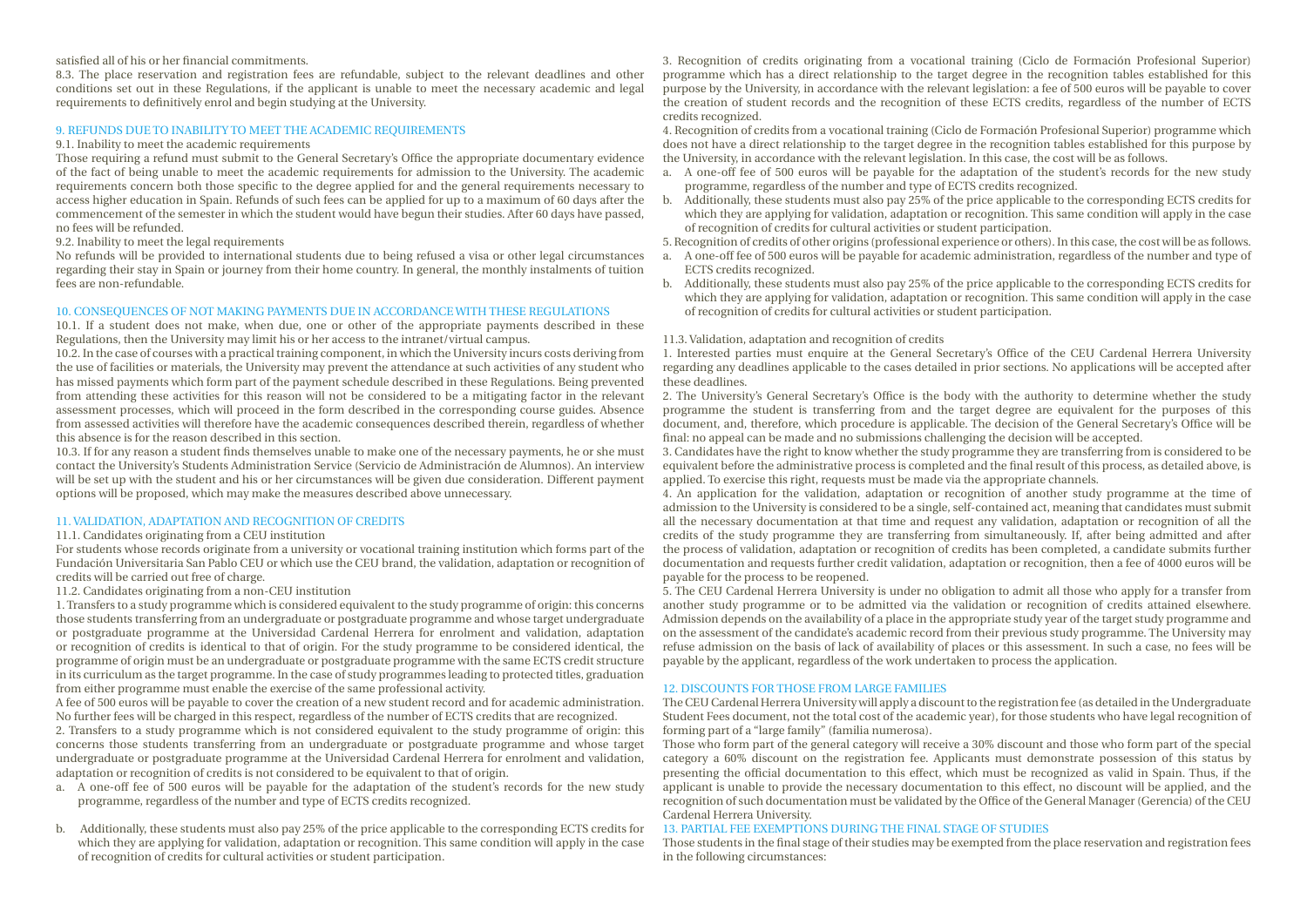satisfied all of his or her financial commitments.

8.3. The place reservation and registration fees are refundable, subject to the relevant deadlines and other conditions set out in these Regulations, if the applicant is unable to meet the necessary academic and legal requirements to definitively enrol and begin studying at the University.

## 9. REFUNDS DUE TO INABILITY TO MEET THE ACADEMIC REQUIREMENTS

9.1. Inability to meet the academic requirements

Those requiring a refund must submit to the General Secretary's Office the appropriate documentary evidence of the fact of being unable to meet the academic requirements for admission to the University. The academic requirements concern both those specific to the degree applied for and the general requirements necessary to access higher education in Spain. Refunds of such fees can be applied for up to a maximum of 60 days after the commencement of the semester in which the student would have begun their studies. After 60 days have passed, no fees will be refunded.

9.2. Inability to meet the legal requirements

No refunds will be provided to international students due to being refused a visa or other legal circumstances regarding their stay in Spain or journey from their home country. In general, the monthly instalments of tuition fees are non-refundable.

## 10. CONSEQUENCES OF NOT MAKING PAYMENTS DUE IN ACCORDANCE WITH THESE REGULATIONS

10.1. If a student does not make, when due, one or other of the appropriate payments described in these Regulations, then the University may limit his or her access to the intranet/virtual campus.

10.2. In the case of courses with a practical training component, in which the University incurs costs deriving from the use of facilities or materials, the University may prevent the attendance at such activities of any student who has missed payments which form part of the payment schedule described in these Regulations. Being prevented from attending these activities for this reason will not be considered to be a mitigating factor in the relevant assessment processes, which will proceed in the form described in the corresponding course guides. Absence from assessed activities will therefore have the academic consequences described therein, regardless of whether this absence is for the reason described in this section.

10.3. If for any reason a student finds themselves unable to make one of the necessary payments, he or she must contact the University's Students Administration Service (Servicio de Administración de Alumnos). An interview will be set up with the student and his or her circumstances will be given due consideration. Different payment options will be proposed, which may make the measures described above unnecessary.

## 11. VALIDATION, ADAPTATION AND RECOGNITION OF CREDITS

11.1. Candidates originating from a CEU institution

For students whose records originate from a university or vocational training institution which forms part of the Fundación Universitaria San Pablo CEU or which use the CEU brand, the validation, adaptation or recognition of credits will be carried out free of charge.

11.2. Candidates originating from a non-CEU institution

1. Transfers to a study programme which is considered equivalent to the study programme of origin: this concerns those students transferring from an undergraduate or postgraduate programme and whose target undergraduate or postgraduate programme at the Universidad Cardenal Herrera for enrolment and validation, adaptation or recognition of credits is identical to that of origin. For the study programme to be considered identical, the programme of origin must be an undergraduate or postgraduate programme with the same ECTS credit structure in its curriculum as the target programme. In the case of study programmes leading to protected titles, graduation from either programme must enable the exercise of the same professional activity.

A fee of 500 euros will be payable to cover the creation of a new student record and for academic administration. No further fees will be charged in this respect, regardless of the number of ECTS credits that are recognized.

2. Transfers to a study programme which is not considered equivalent to the study programme of origin: this concerns those students transferring from an undergraduate or postgraduate programme and whose target undergraduate or postgraduate programme at the Universidad Cardenal Herrera for enrolment and validation, adaptation or recognition of credits is not considered to be equivalent to that of origin.

a. A one-off fee of 500 euros will be payable for the adaptation of the student's records for the new study programme, regardless of the number and type of ECTS credits recognized.

b. Additionally, these students must also pay 25% of the price applicable to the corresponding ECTS credits for which they are applying for validation, adaptation or recognition. This same condition will apply in the case of recognition of credits for cultural activities or student participation.

3. Recognition of credits originating from a vocational training (Ciclo de Formación Profesional Superior) programme which has a direct relationship to the target degree in the recognition tables established for this purpose by the University, in accordance with the relevant legislation: a fee of 500 euros will be payable to cover the creation of student records and the recognition of these ECTS credits, regardless of the number of ECTS credits recognized.

4. Recognition of credits from a vocational training (Ciclo de Formación Profesional Superior) programme which does not have a direct relationship to the target degree in the recognition tables established for this purpose by the University, in accordance with the relevant legislation. In this case, the cost will be as follows.

a. A one-off fee of 500 euros will be payable for the adaptation of the student's records for the new study programme, regardless of the number and type of ECTS credits recognized.

b. Additionally, these students must also pay 25% of the price applicable to the corresponding ECTS credits for which they are applying for validation, adaptation or recognition. This same condition will apply in the case of recognition of credits for cultural activities or student participation.

5. Recognition of credits of other origins (professional experience or others). In this case, the cost will be as follows.

a. A one-off fee of 500 euros will be payable for academic administration, regardless of the number and type of ECTS credits recognized.

b. Additionally, these students must also pay 25% of the price applicable to the corresponding ECTS credits for which they are applying for validation, adaptation or recognition. This same condition will apply in the case of recognition of credits for cultural activities or student participation.

11.3. Validation, adaptation and recognition of credits

1. Interested parties must enquire at the General Secretary's Office of the CEU Cardenal Herrera University regarding any deadlines applicable to the cases detailed in prior sections. No applications will be accepted after these deadlines.

2. The University's General Secretary's Office is the body with the authority to determine whether the study programme the student is transferring from and the target degree are equivalent for the purposes of this document, and, therefore, which procedure is applicable. The decision of the General Secretary's Office will be final: no appeal can be made and no submissions challenging the decision will be accepted.

3. Candidates have the right to know whether the study programme they are transferring from is considered to be equivalent before the administrative process is completed and the final result of this process, as detailed above, is applied. To exercise this right, requests must be made via the appropriate channels.

4. An application for the validation, adaptation or recognition of another study programme at the time of admission to the University is considered to be a single, self-contained act, meaning that candidates must submit all the necessary documentation at that time and request any validation, adaptation or recognition of all the credits of the study programme they are transferring from simultaneously. If, after being admitted and after the process of validation, adaptation or recognition of credits has been completed, a candidate submits further documentation and requests further credit validation, adaptation or recognition, then a fee of 4000 euros will be payable for the process to be reopened.

5. The CEU Cardenal Herrera University is under no obligation to admit all those who apply for a transfer from another study programme or to be admitted via the validation or recognition of credits attained elsewhere. Admission depends on the availability of a place in the appropriate study year of the target study programme and on the assessment of the candidate's academic record from their previous study programme. The University may refuse admission on the basis of lack of availability of places or this assessment. In such a case, no fees will be payable by the applicant, regardless of the work undertaken to process the application.

## 12. DISCOUNTS FOR THOSE FROM LARGE FAMILIES

The CEU Cardenal Herrera University will apply a discount to the registration fee (as detailed in the Undergraduate Student Fees document, not the total cost of the academic year), for those students who have legal recognition of forming part of a "large family" (familia numerosa).

Those who form part of the general category will receive a 30% discount and those who form part of the special category a 60% discount on the registration fee. Applicants must demonstrate possession of this status by presenting the official documentation to this effect, which must be recognized as valid in Spain. Thus, if the applicant is unable to provide the necessary documentation to this effect, no discount will be applied, and the recognition of such documentation must be validated by the Office of the General Manager (Gerencia) of the CEU Cardenal Herrera University.

## 13. PARTIAL FEE EXEMPTIONS DURING THE FINAL STAGE OF STUDIES

Those students in the final stage of their studies may be exempted from the place reservation and registration fees in the following circumstances: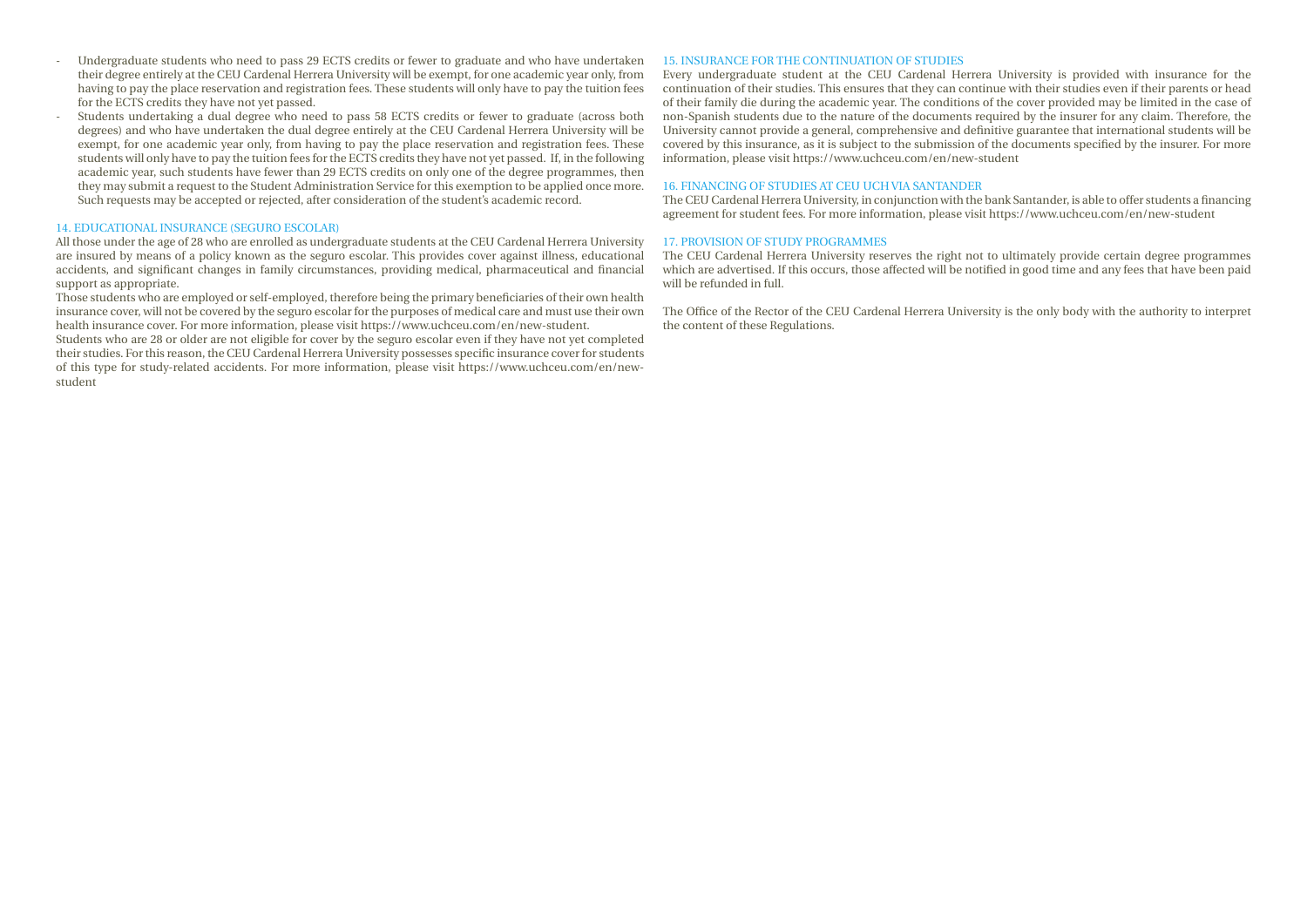- Undergraduate students who need to pass 29 ECTS credits or fewer to graduate and who have undertaken their degree entirely at the CEU Cardenal Herrera University will be exempt, for one academic year only, from having to pay the place reservation and registration fees. These students will only have to pay the tuition fees for the ECTS credits they have not yet passed.
- Students undertaking a dual degree who need to pass 58 ECTS credits or fewer to graduate (across both degrees) and who have undertaken the dual degree entirely at the CEU Cardenal Herrera University will be exempt, for one academic year only, from having to pay the place reservation and registration fees. These students will only have to pay the tuition fees for the ECTS credits they have not yet passed. If, in the following academic year, such students have fewer than 29 ECTS credits on only one of the degree programmes, then they may submit a request to the Student Administration Service for this exemption to be applied once more. Such requests may be accepted or rejected, after consideration of the student's academic record.

## 14. EDUCATIONAL INSURANCE (SEGURO ESCOLAR)

All those under the age of 28 who are enrolled as undergraduate students at the CEU Cardenal Herrera University are insured by means of a policy known as the seguro escolar. This provides cover against illness, educational accidents, and significant changes in family circumstances, providing medical, pharmaceutical and financial support as appropriate.

Those students who are employed or self-employed, therefore being the primary beneficiaries of their own health insurance cover, will not be covered by the seguro escolar for the purposes of medical care and must use their own health insurance cover. For more information, please visit https://www.uchceu.com/en/new-student.

Students who are 28 or older are not eligible for cover by the seguro escolar even if they have not yet completed their studies. For this reason, the CEU Cardenal Herrera University possesses specific insurance cover for students of this type for study-related accidents. For more information, please visit https://www.uchceu.com/en/new-student

## 15. INSURANCE FOR THE CONTINUATION OF STUDIES

Every undergraduate student at the CEU Cardenal Herrera University is provided with insurance for the continuation of their studies. This ensures that they can continue with their studies even if their parents or head of their family die during the academic year. The conditions of the cover provided may be limited in the case of non-Spanish students due to the nature of the documents required by the insurer for any claim. Therefore, the University cannot provide a general, comprehensive and definitive guarantee that international students will be covered by this insurance, as it is subject to the submission of the documents specified by the insurer. For more information, please visit https://www.uchceu.com/en/new-student

## 16. FINANCING OF STUDIES AT CEU UCH VIA SANTANDER

The CEU Cardenal Herrera University, in conjunction with the bank Santander, is able to offer students a financing agreement for student fees. For more information, please visit https://www.uchceu.com/en/new-student

## 17. PROVISION OF STUDY PROGRAMMES

The CEU Cardenal Herrera University reserves the right not to ultimately provide certain degree programmes which are advertised. If this occurs, those affected will be notified in good time and any fees that have been paid will be refunded in full.

The Office of the Rector of the CEU Cardenal Herrera University is the only body with the authority to interpret the content of these Regulations.